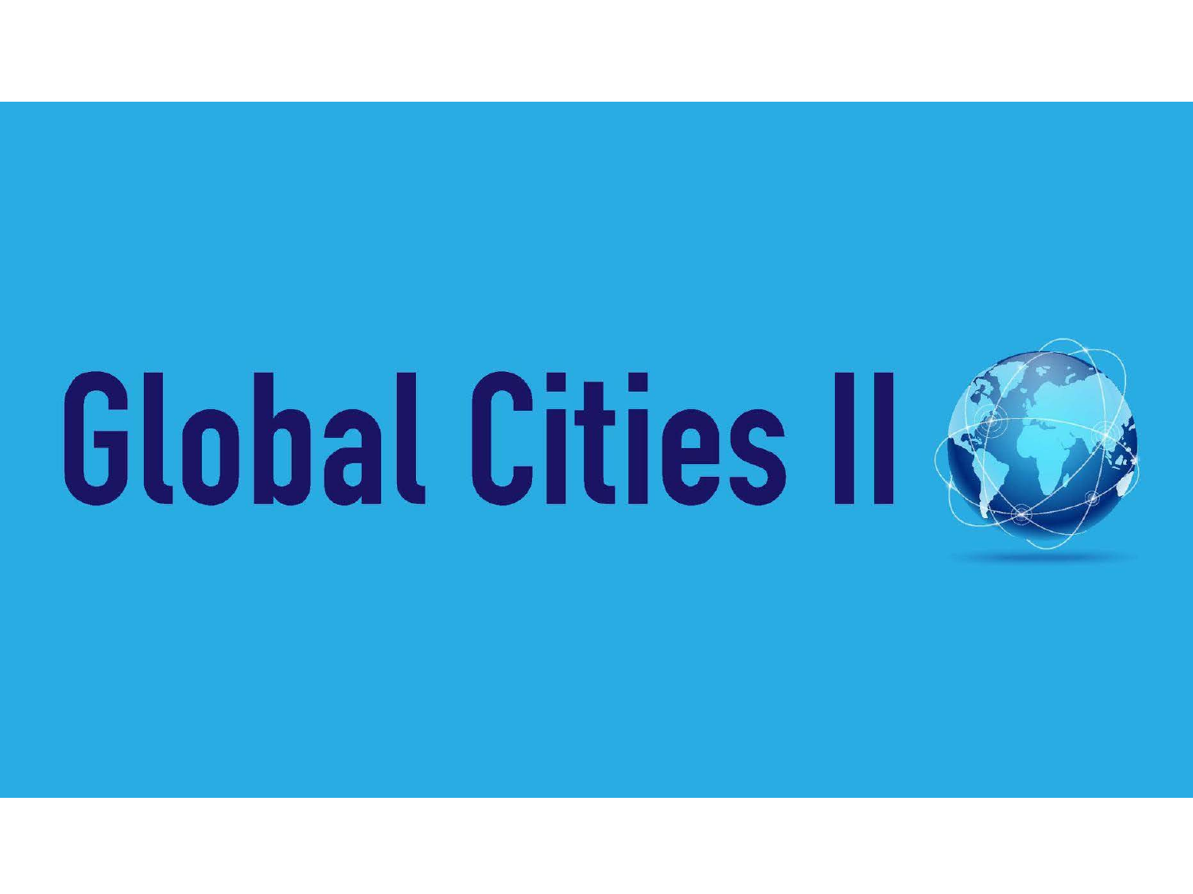# Global Cities II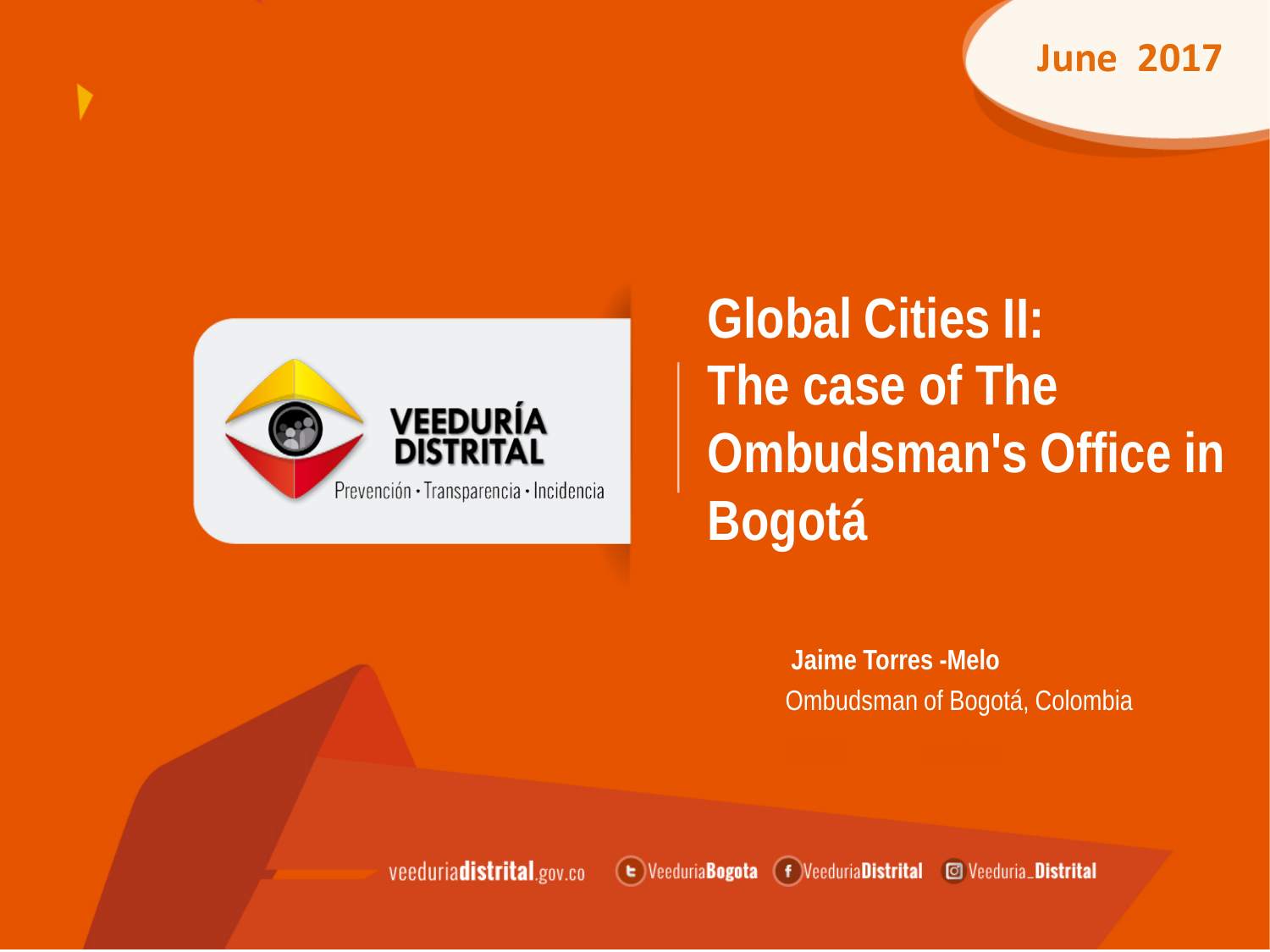June 2017

VEEDURÍA DISTRITAL

Prevención · Transparencia · Incidencia

# Global Cities II: The case of The Ombudsman's Office in Bogotá

**Jaime Torres -Melo**

Ombudsman of Bogotá, Colombia

veeduriadistrital.gov.co VeeduriaBogota VeeduriaDistrital Veeduria_Distrital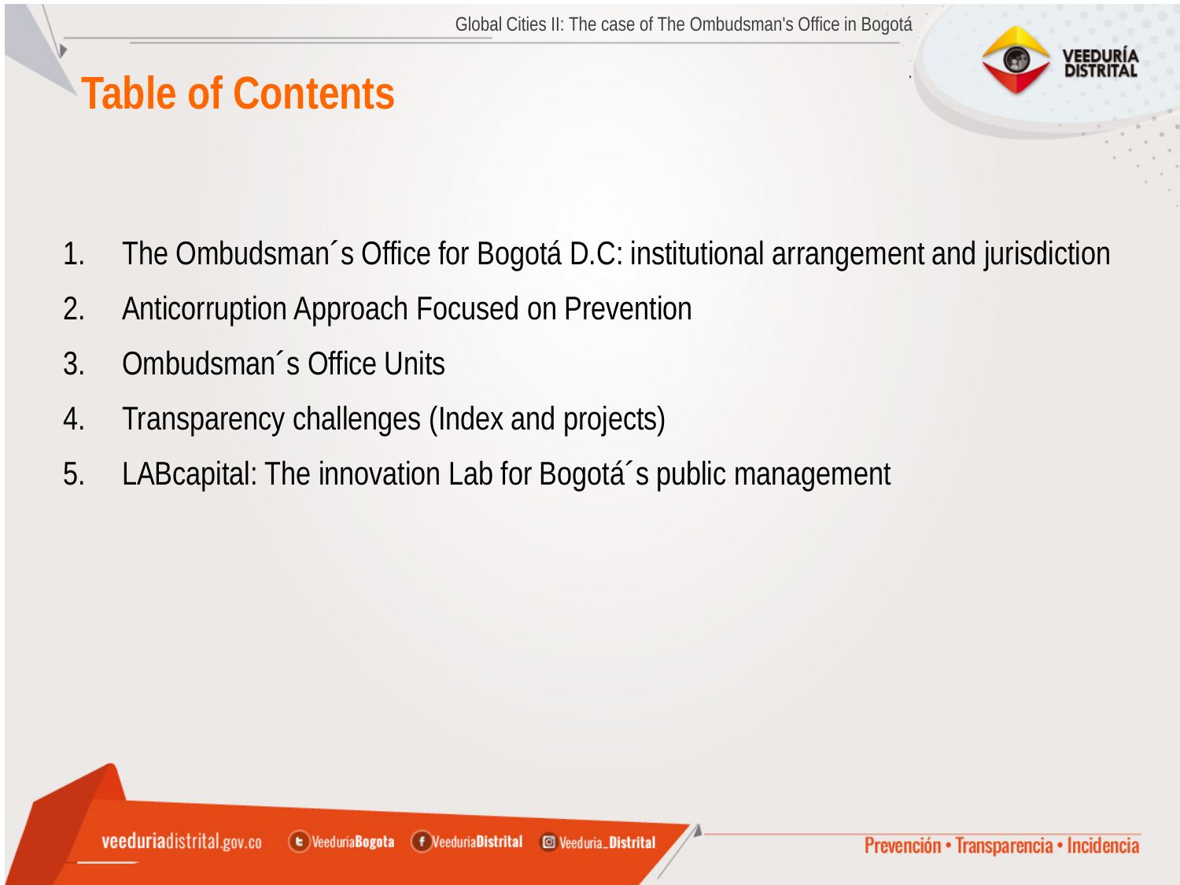# Table of Contents

1. The Ombudsman´s Office for Bogotá D.C: institutional arrangement and jurisdiction
2. Anticorruption Approach Focused on Prevention
3. Ombudsman´s Office Units
4. Transparency challenges (Index and projects)
5. LABcapital: The innovation Lab for Bogotá´s public management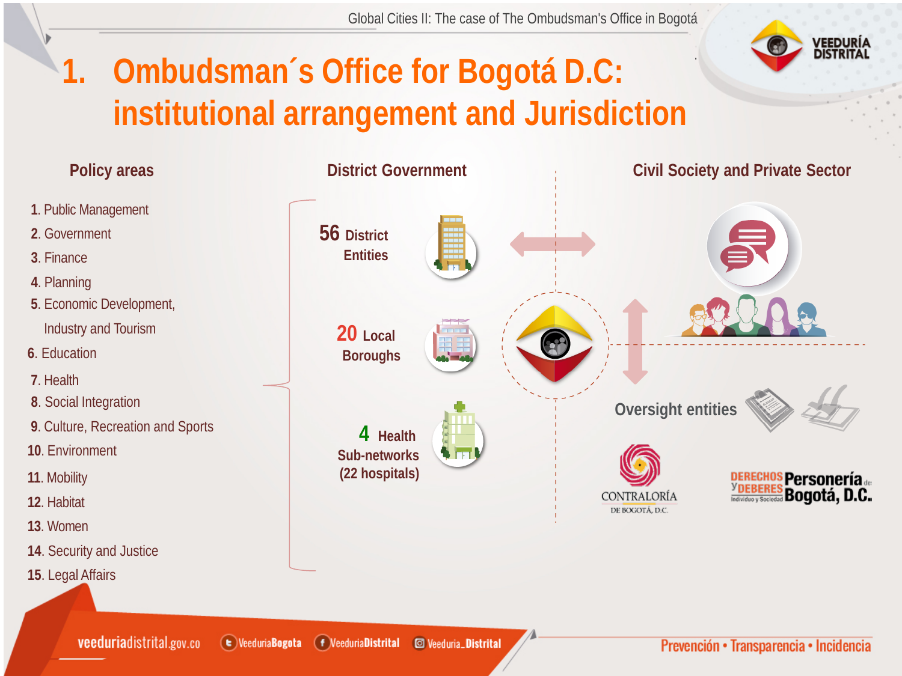# 1. Ombudsman´s Office for Bogotá D.C: institutional arrangement and Jurisdiction

## Policy areas

1. Public Management
2. Government
3. Finance
4. Planning
5. Economic Development, Industry and Tourism
6. Education
7. Health
8. Social Integration
9. Culture, Recreation and Sports
10. Environment
11. Mobility
12. Habitat
13. Women
14. Security and Justice
15. Legal Affairs

## District Government

- **56** District Entities
- **20** Local Boroughs
- **4** Health Sub-networks (22 hospitals)

## Civil Society and Private Sector

Oversight entities

CONTRALORÍA DE BOGOTÁ, D.C.

DERECHOS Y DEBERES Individuo y Sociedad — Personería de Bogotá, D.C.

veeduriadistrital.gov.co | VeeduriaBogota | VeeduriaDistrital | Veeduria_Distrital

Prevención • Transparencia • Incidencia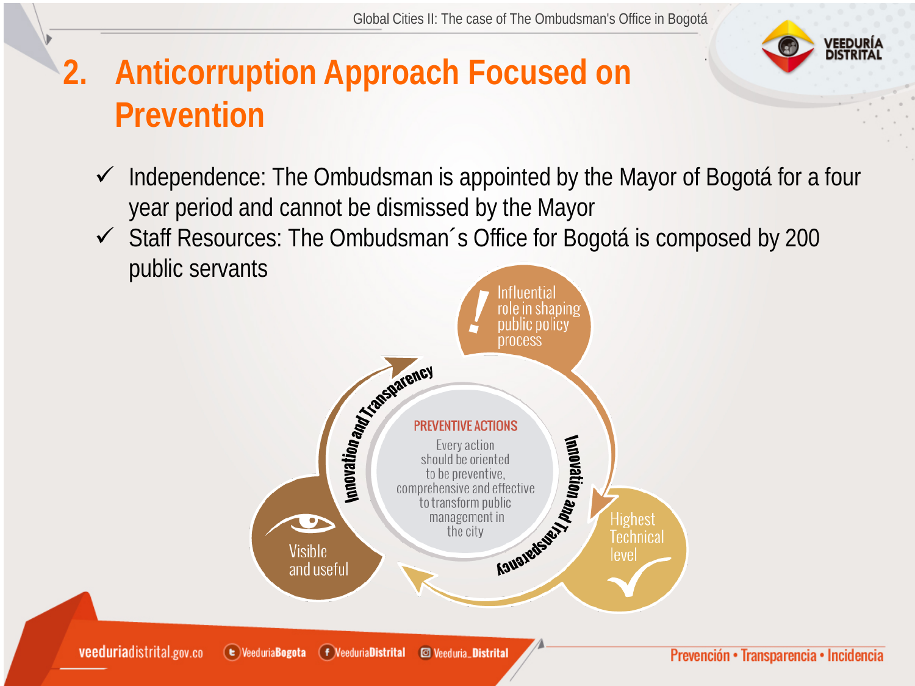## 2. Anticorruption Approach Focused on Prevention

- ✓ Independence: The Ombudsman is appointed by the Mayor of Bogotá for a four year period and cannot be dismissed by the Mayor
- ✓ Staff Resources: The Ombudsman´s Office for Bogotá is composed by 200 public servants

Influential role in shaping public policy process

Innovation and Transparency

PREVENTIVE ACTIONS

Every action should be oriented to be preventive, comprehensive and effective to transform public management in the city

Innovation and Transparency

Visible and useful

Highest Technical level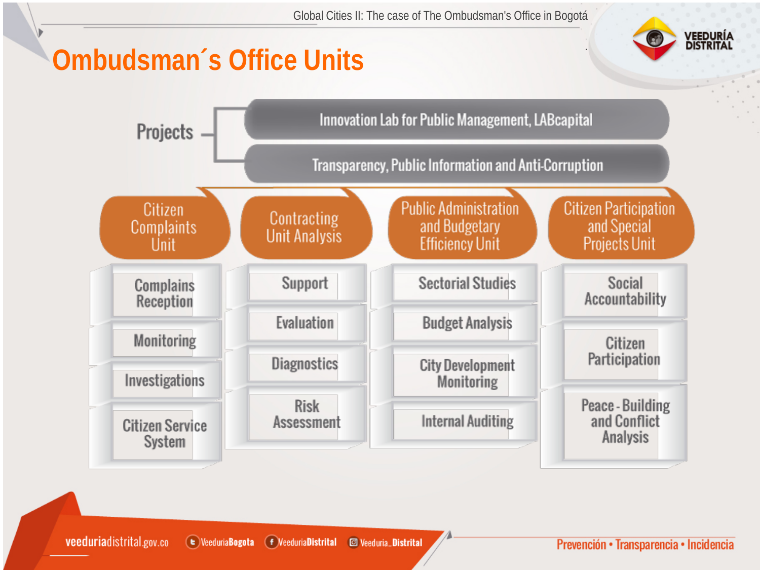# Ombudsman´s Office Units

**Projects**

- Innovation Lab for Public Management, LABcapital
- Transparency, Public Information and Anti-Corruption

| Citizen Complaints Unit | Contracting Unit Analysis | Public Administration and Budgetary Efficiency Unit | Citizen Participation and Special Projects Unit |
|---|---|---|---|
| Complains Reception | Support | Sectorial Studies | Social Accountability |
| Monitoring | Evaluation | Budget Analysis | Citizen Participation |
| Investigations | Diagnostics | City Development Monitoring | Peace - Building and Conflict Analysis |
| Citizen Service System | Risk Assessment | Internal Auditing | |

veeduriadistrital.gov.co · VeeduriaBogota · VeeduriaDistrital · Veeduria_Distrital

Prevención • Transparencia • Incidencia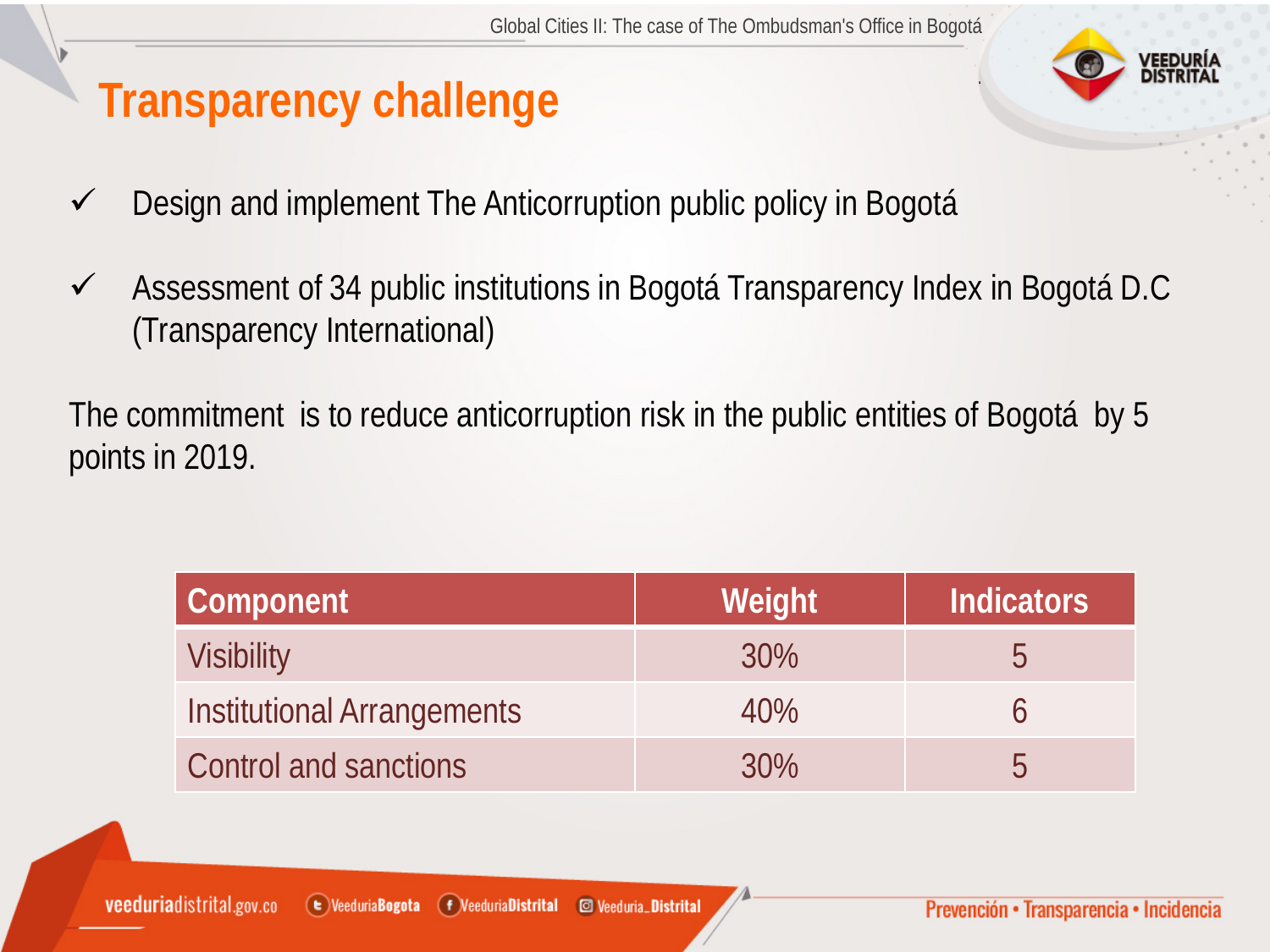# Transparency challenge

- ✓ Design and implement The Anticorruption public policy in Bogotá
- ✓ Assessment of 34 public institutions in Bogotá Transparency Index in Bogotá D.C (Transparency International)

The commitment is to reduce anticorruption risk in the public entities of Bogotá by 5 points in 2019.

| Component | Weight | Indicators |
|---|---|---|
| Visibility | 30% | 5 |
| Institutional Arrangements | 40% | 6 |
| Control and sanctions | 30% | 5 |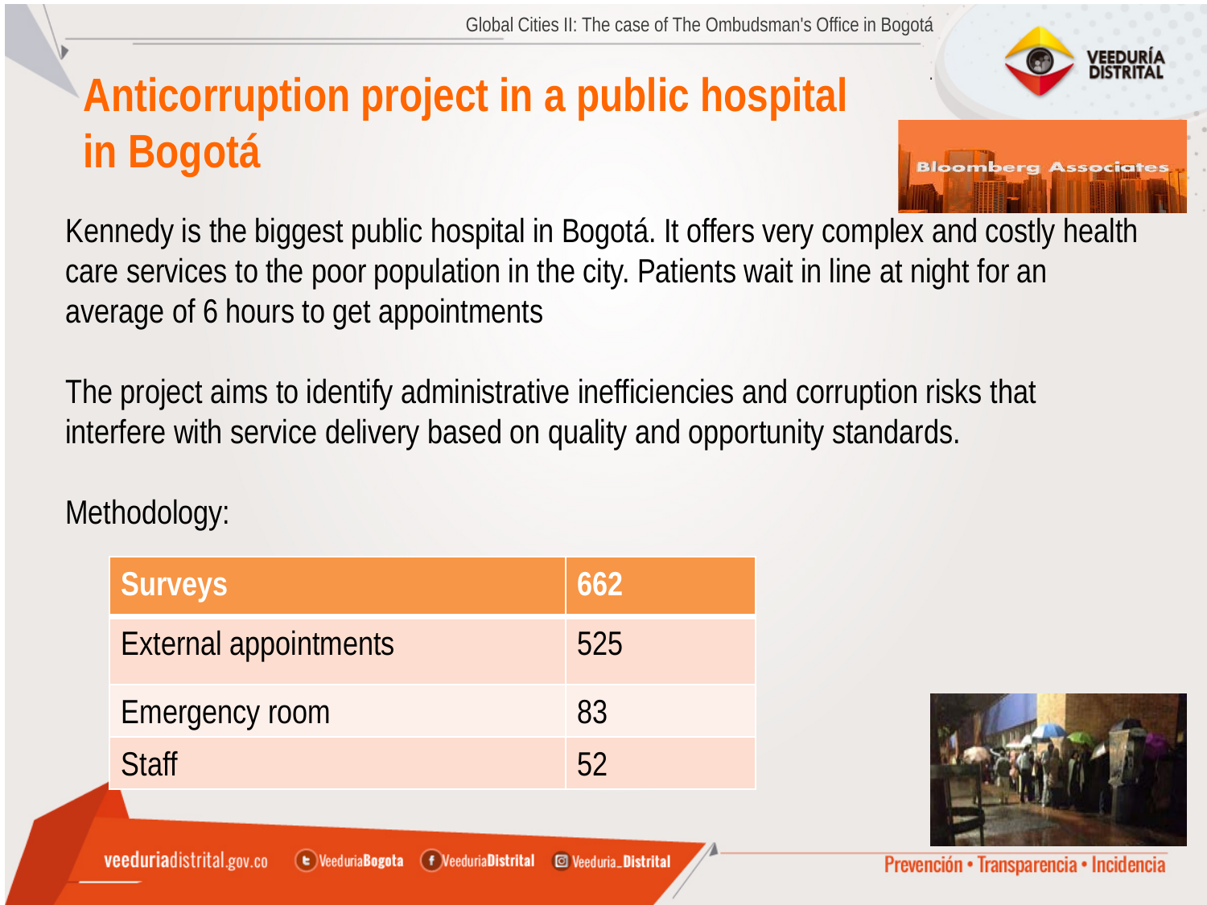# Anticorruption project in a public hospital in Bogotá

Kennedy is the biggest public hospital in Bogotá. It offers very complex and costly health care services to the poor population in the city. Patients wait in line at night for an average of 6 hours to get appointments

The project aims to identify administrative inefficiencies and corruption risks that interfere with service delivery based on quality and opportunity standards.

Methodology:

| Surveys | 662 |
| --- | --- |
| External appointments | 525 |
| Emergency room | 83 |
| Staff | 52 |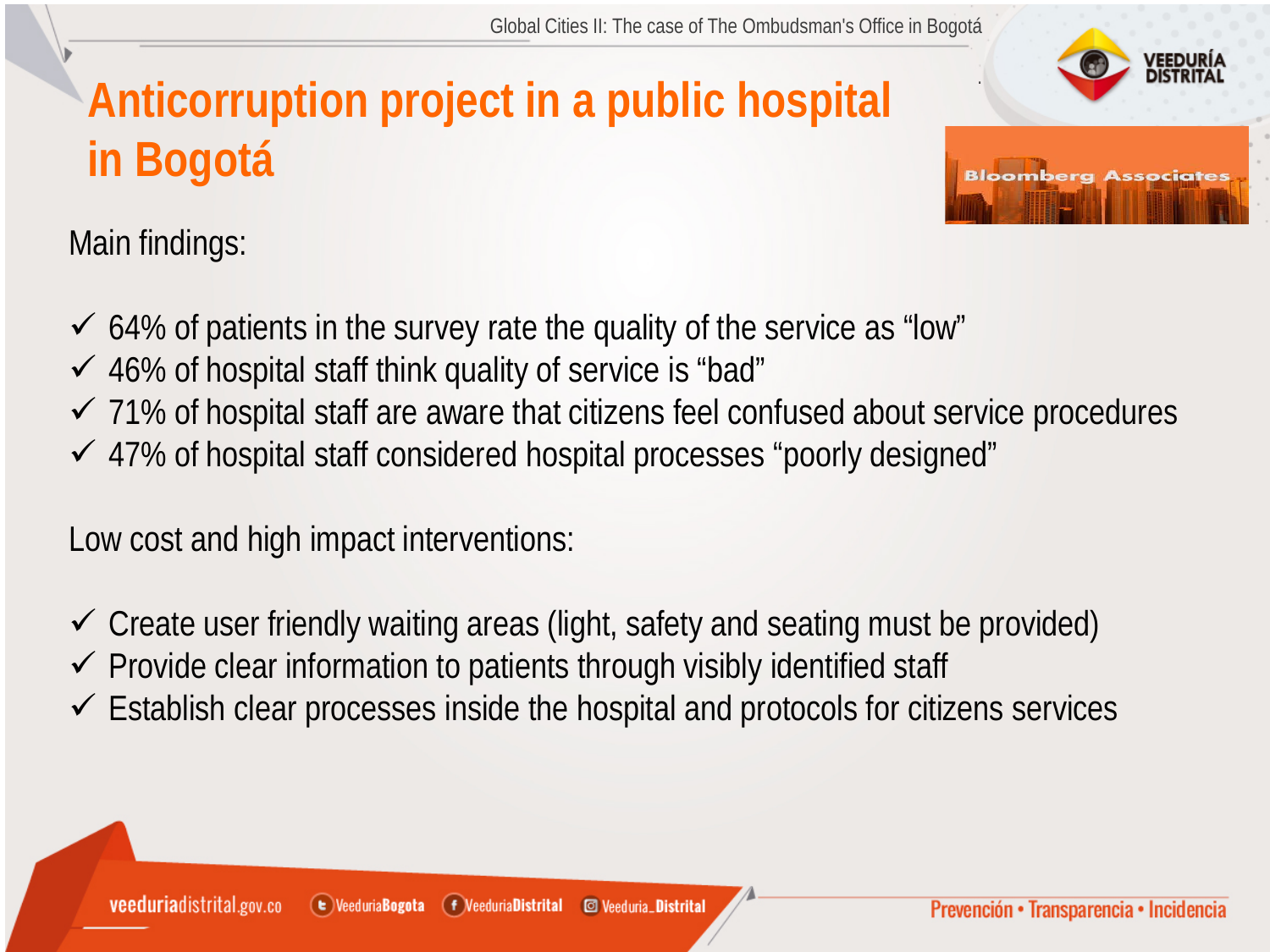# Anticorruption project in a public hospital in Bogotá

Main findings:

- ✓ 64% of patients in the survey rate the quality of the service as “low”
- ✓ 46% of hospital staff think quality of service is “bad”
- ✓ 71% of hospital staff are aware that citizens feel confused about service procedures
- ✓ 47% of hospital staff considered hospital processes “poorly designed”

Low cost and high impact interventions:

- ✓ Create user friendly waiting areas (light, safety and seating must be provided)
- ✓ Provide clear information to patients through visibly identified staff
- ✓ Establish clear processes inside the hospital and protocols for citizens services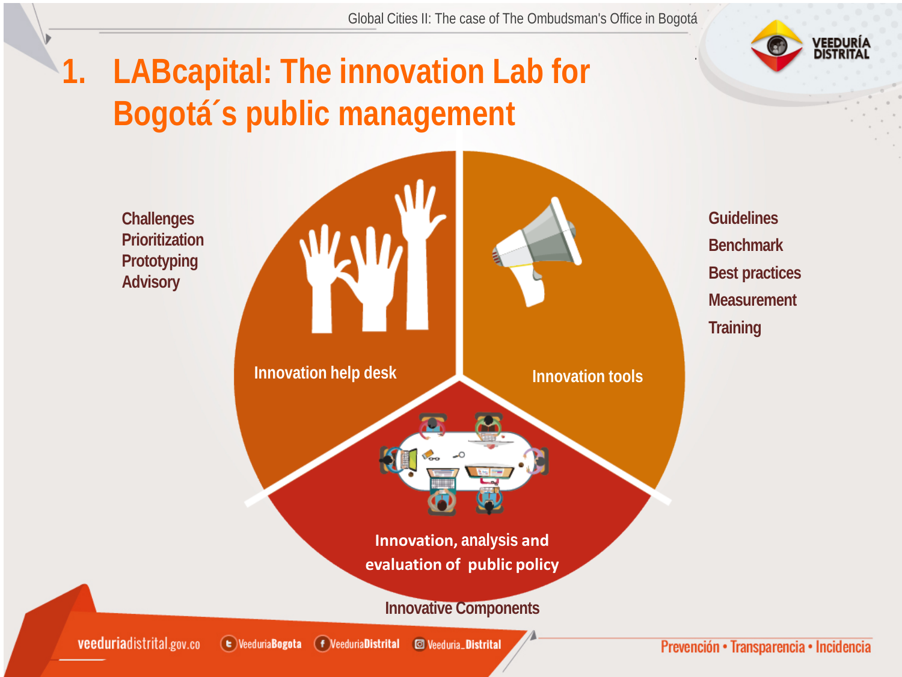# 1. LABcapital: The innovation Lab for Bogotá´s public management

Challenges
Prioritization
Prototyping
Advisory

**Innovation help desk**

Guidelines
Benchmark
Best practices
Measurement
Training

**Innovation tools**

**Innovation, analysis and evaluation of public policy**

Innovative Components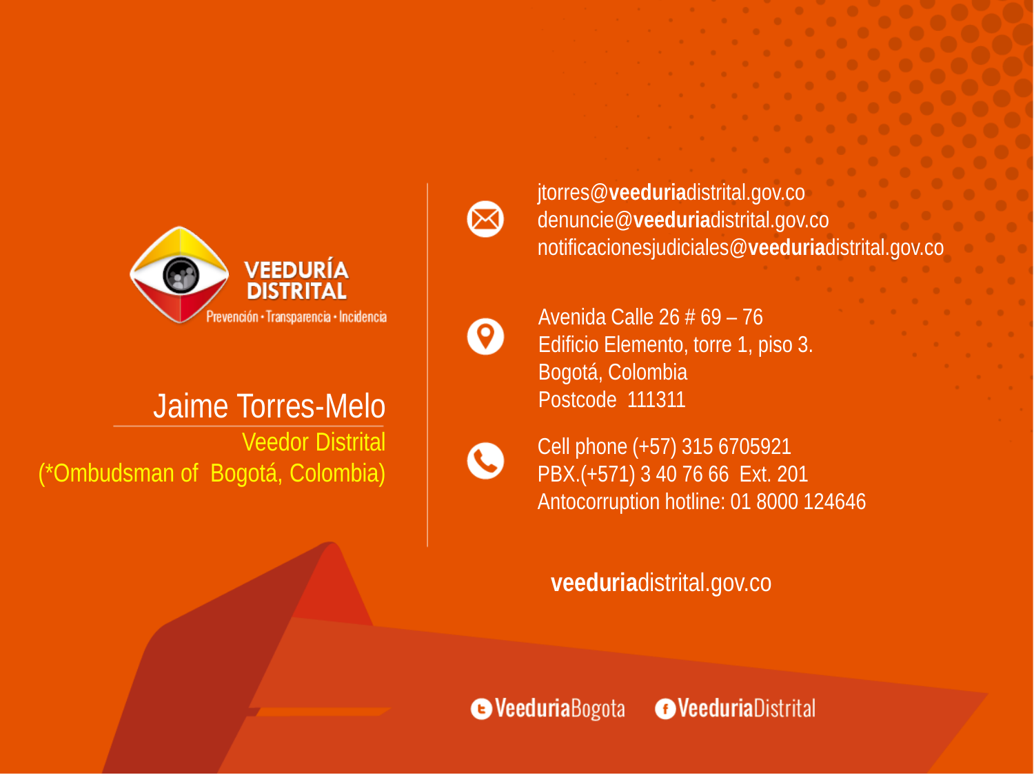VEEDURÍA DISTRITAL

Prevención • Transparencia • Incidencia

Jaime Torres-Melo

Veedor Distrital

(*Ombudsman of Bogotá, Colombia)

jtorres@**veeduria**distrital.gov.co
denuncie@**veeduria**distrital.gov.co
notificacionesjudiciales@**veeduria**distrital.gov.co

Avenida Calle 26 # 69 – 76
Edificio Elemento, torre 1, piso 3.
Bogotá, Colombia
Postcode 111311

Cell phone (+57) 315 6705921
PBX.(+571) 3 40 76 66 Ext. 201
Antocorruption hotline: 01 8000 124646

**veeduria**distrital.gov.co

**Veeduria**Bogota **Veeduria**Distrital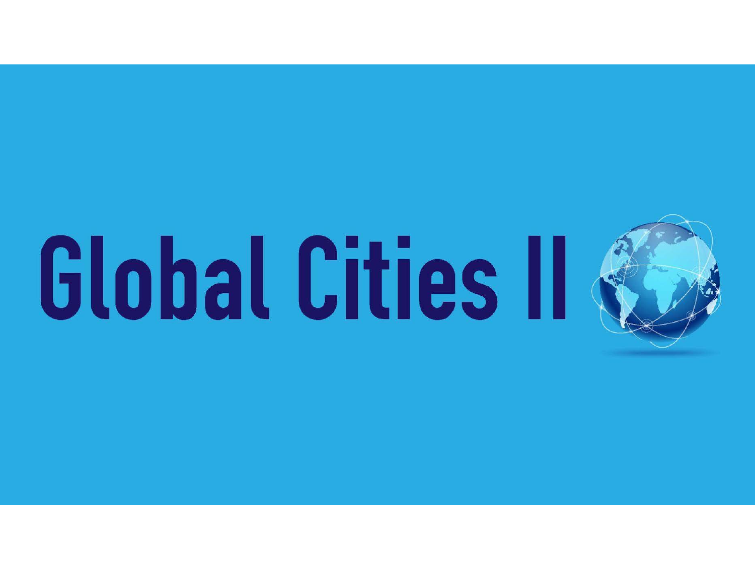# Global Cities II